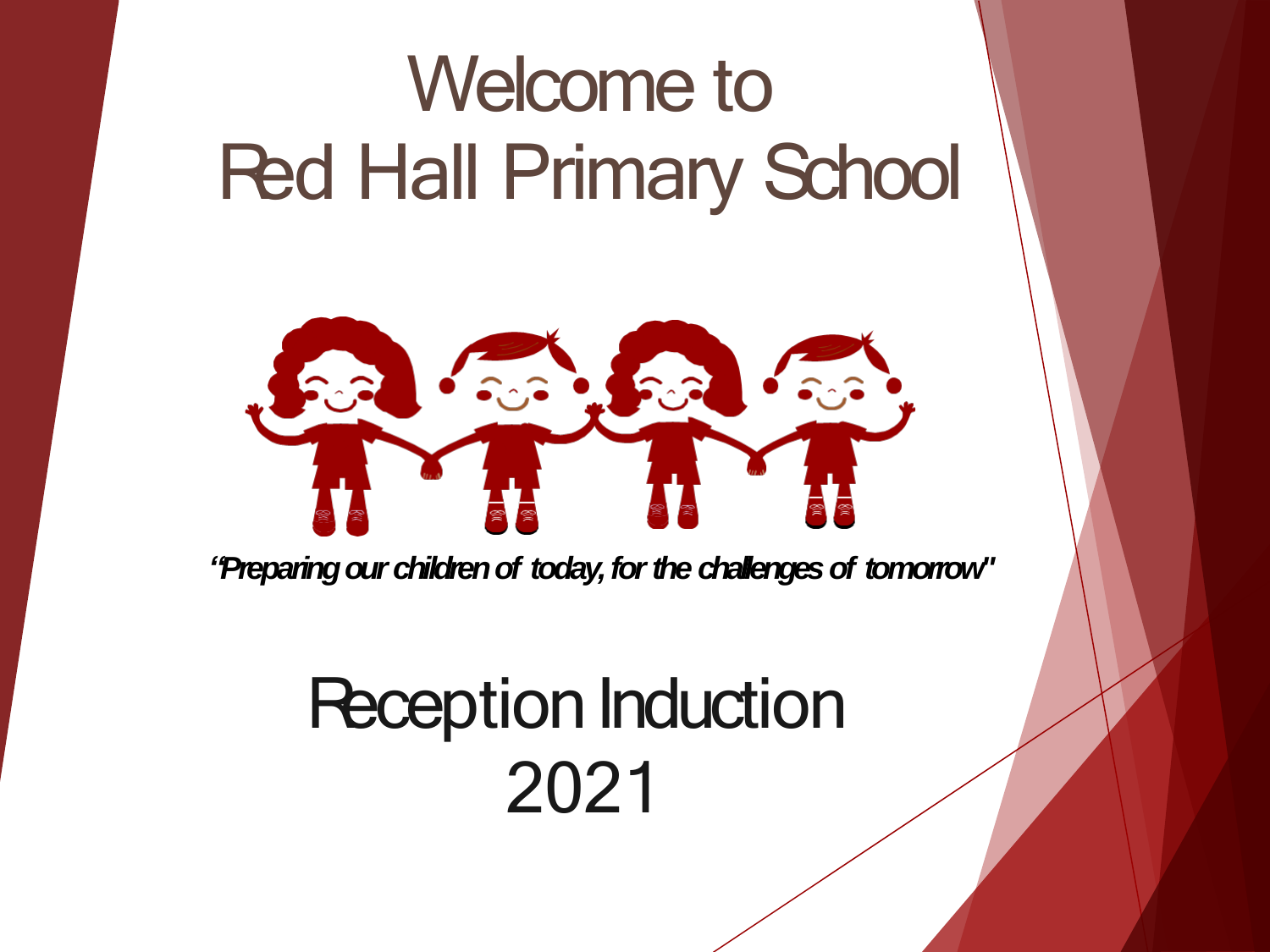# Welcome to Red Hall Primary School

*"Preparing our children of today, for the challenges of tomorrow"*

# Reception Induction 2021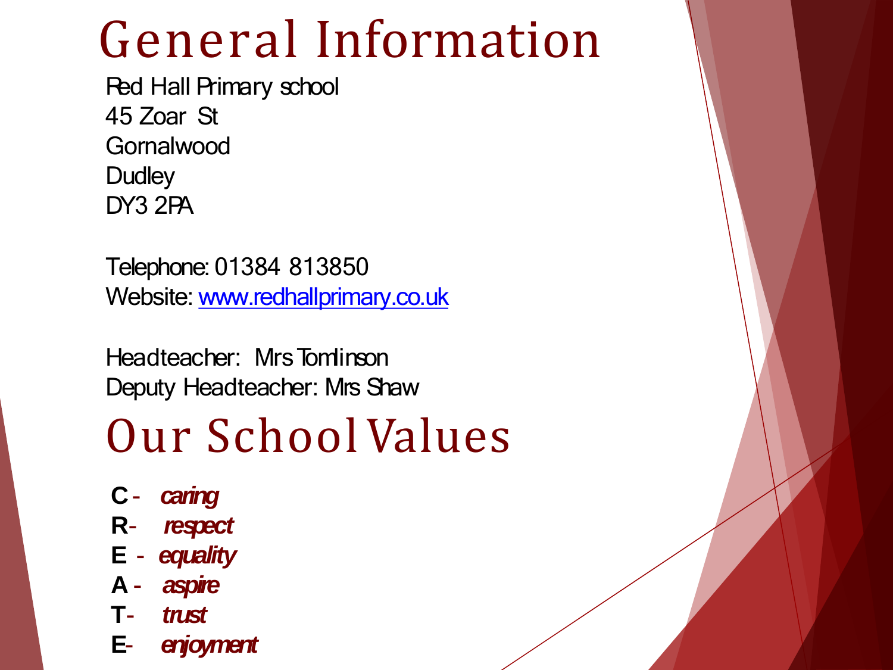# General Information

Red Hall Primary school
45 Zoar St
Gornalwood
Dudley
DY3 2PA

Telephone: 01384 813850
Website: [www.redhallprimary.co.uk](http://www.redhallprimary.co.uk)

Headteacher: Mrs Tomlinson
Deputy Headteacher: Mrs Shaw

# Our School Values

**C** - ***caring***
**R**- ***respect***
**E** - ***equality***
**A** - ***aspire***
**T**- ***trust***
**E**- ***enjoyment***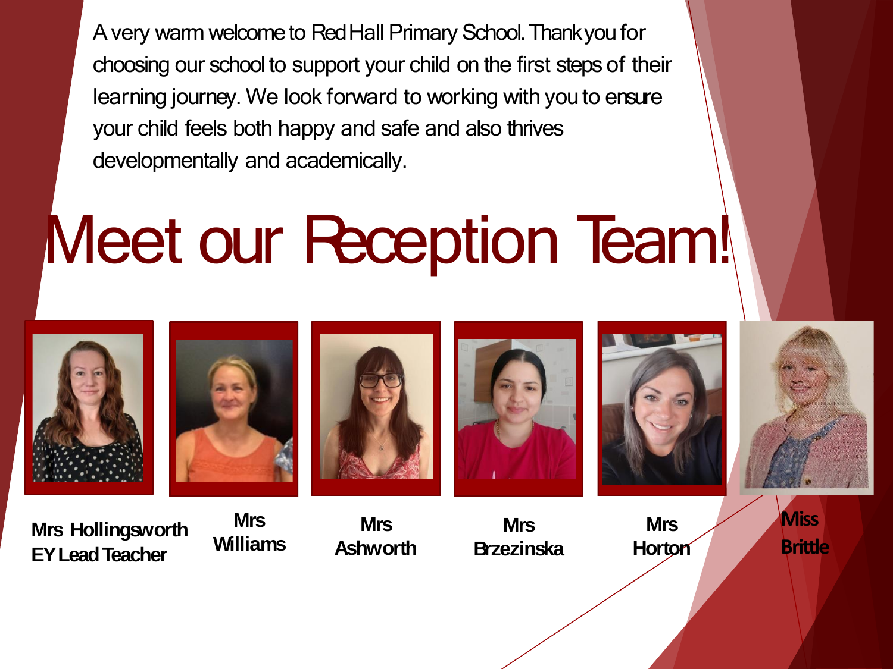A very warm welcome to Red Hall Primary School. Thank you for choosing our school to support your child on the first steps of their learning journey. We look forward to working with you to ensure your child feels both happy and safe and also thrives developmentally and academically.

# Meet our Reception Team!

**Mrs Hollingsworth**
**EY Lead Teacher**

**Mrs Williams**

**Mrs Ashworth**

**Mrs Brzezinska**

**Mrs Horton**

**Miss Brittle**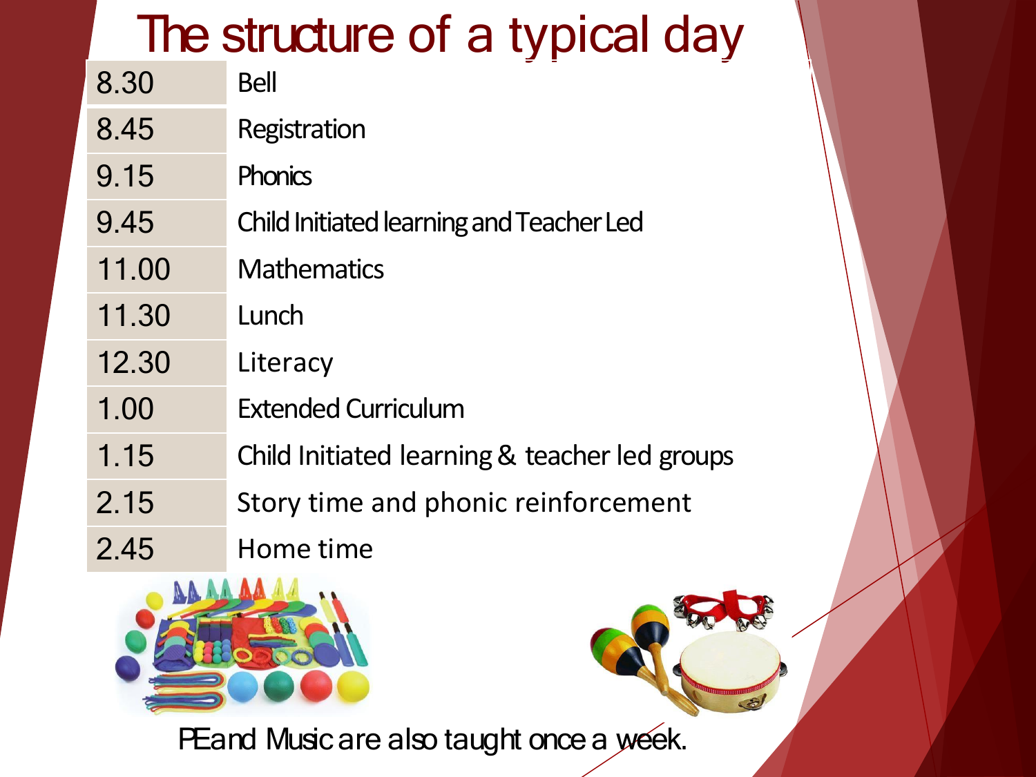# The structure of a typical day

| Time | Activity |
|---|---|
| 8.30 | Bell |
| 8.45 | Registration |
| 9.15 | Phonics |
| 9.45 | Child Initiated learning and Teacher Led |
| 11.00 | Mathematics |
| 11.30 | Lunch |
| 12.30 | Literacy |
| 1.00 | Extended Curriculum |
| 1.15 | Child Initiated learning & teacher led groups |
| 2.15 | Story time and phonic reinforcement |
| 2.45 | Home time |

PE and Music are also taught once a week.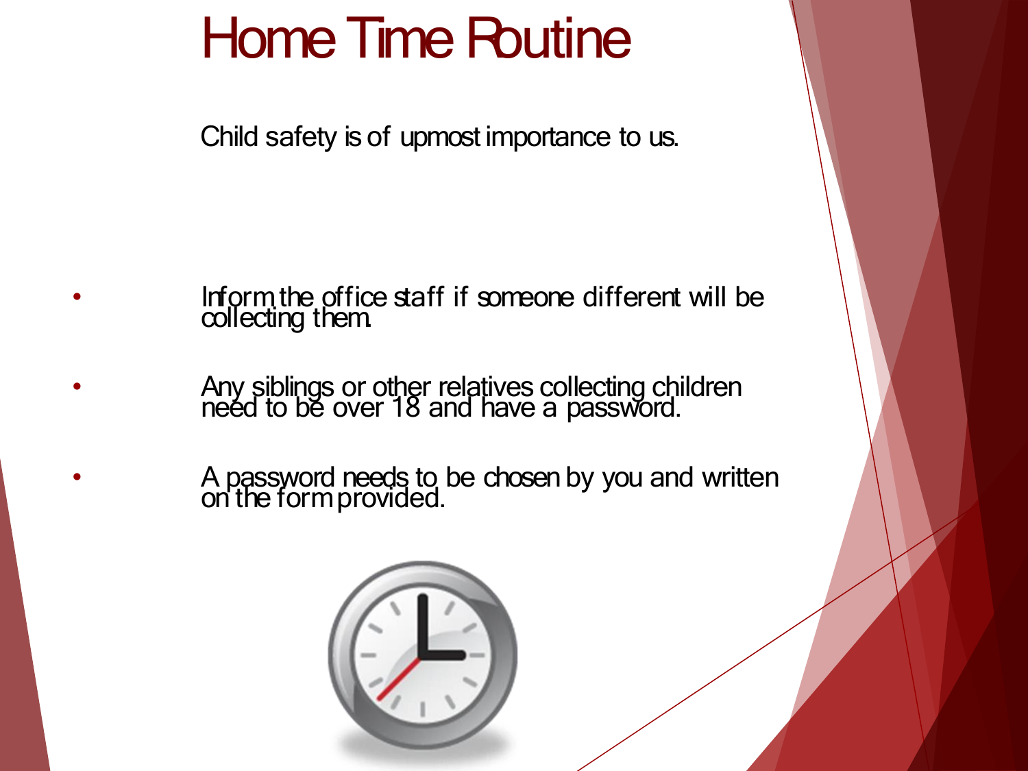# Home Time Routine

Child safety is of upmost importance to us.

- Inform the office staff if someone different will be collecting them.
- Any siblings or other relatives collecting children need to be over 18 and have a password.
- A password needs to be chosen by you and written on the form provided.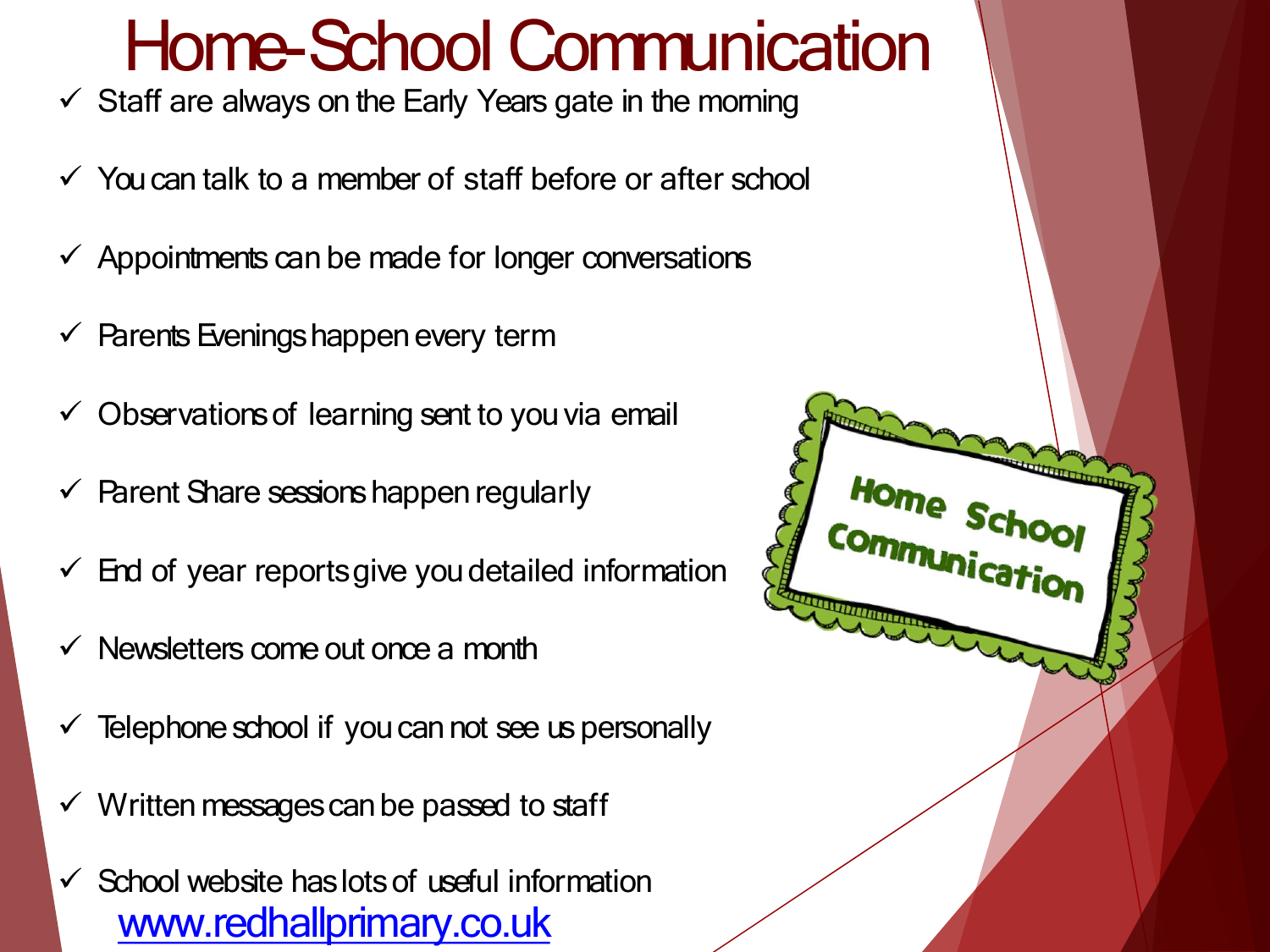# Home-School Communication

- ✓ Staff are always on the Early Years gate in the morning
- ✓ You can talk to a member of staff before or after school
- ✓ Appointments can be made for longer conversations
- ✓ Parents Evenings happen every term
- ✓ Observations of learning sent to you via email
- ✓ Parent Share sessions happen regularly
- ✓ End of year reports give you detailed information
- ✓ Newsletters come out once a month
- ✓ Telephone school if you can not see us personally
- ✓ Written messages can be passed to staff
- ✓ School website has lots of useful information [www.redhallprimary.co.uk](http://www.redhallprimary.co.uk)

Home School Communication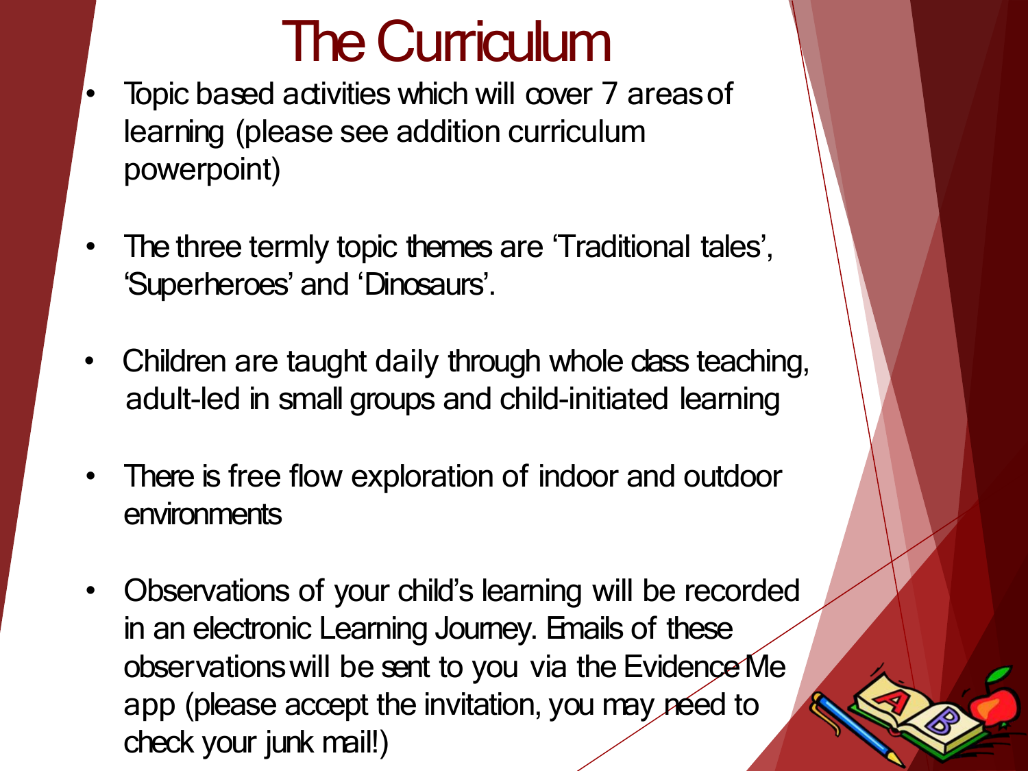# The Curriculum

- Topic based activities which will cover 7 areas of learning (please see addition curriculum powerpoint)
- The three termly topic themes are 'Traditional tales', 'Superheroes' and 'Dinosaurs'.
- Children are taught daily through whole class teaching, adult-led in small groups and child-initiated learning
- There is free flow exploration of indoor and outdoor environments
- Observations of your child's learning will be recorded in an electronic Learning Journey. Emails of these observations will be sent to you via the Evidence Me app (please accept the invitation, you may need to check your junk mail!)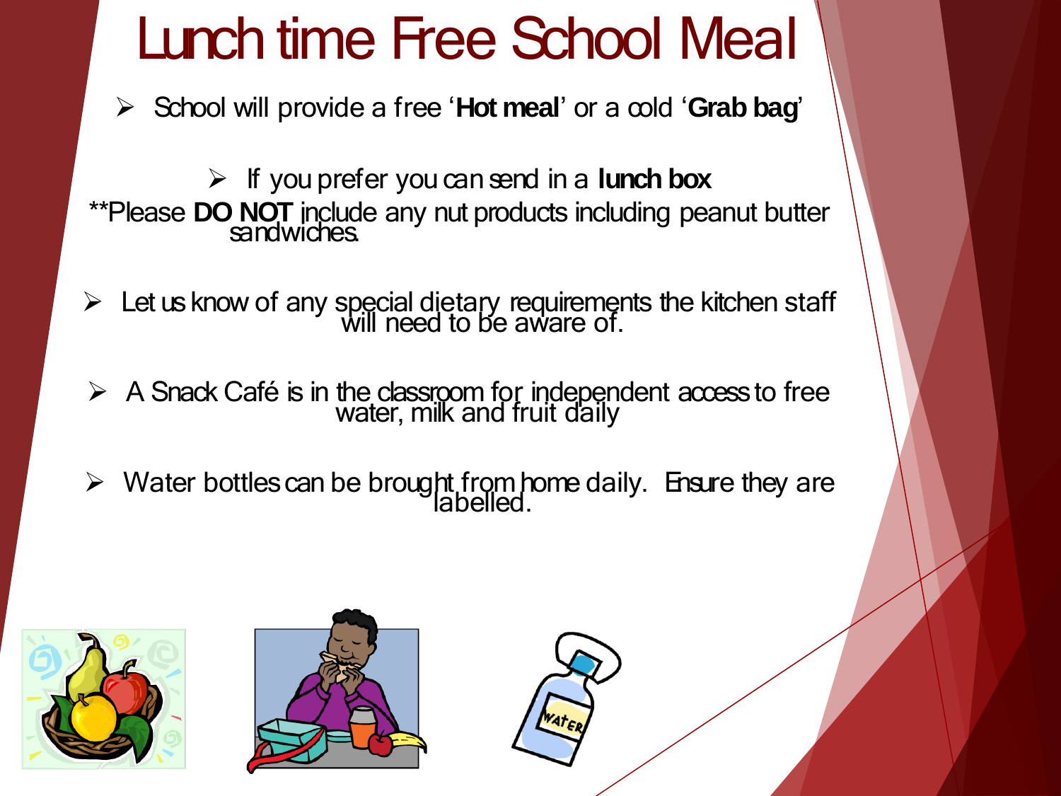# Lunch time Free School Meal

- School will provide a free '**Hot meal**' or a cold '**Grab bag**'

- If you prefer you can send in a **lunch box**

**Please **DO NOT** include any nut products including peanut butter sandwiches.

- Let us know of any special dietary requirements the kitchen staff will need to be aware of.

- A Snack Café is in the classroom for independent access to free water, milk and fruit daily

- Water bottles can be brought from home daily. Ensure they are labelled.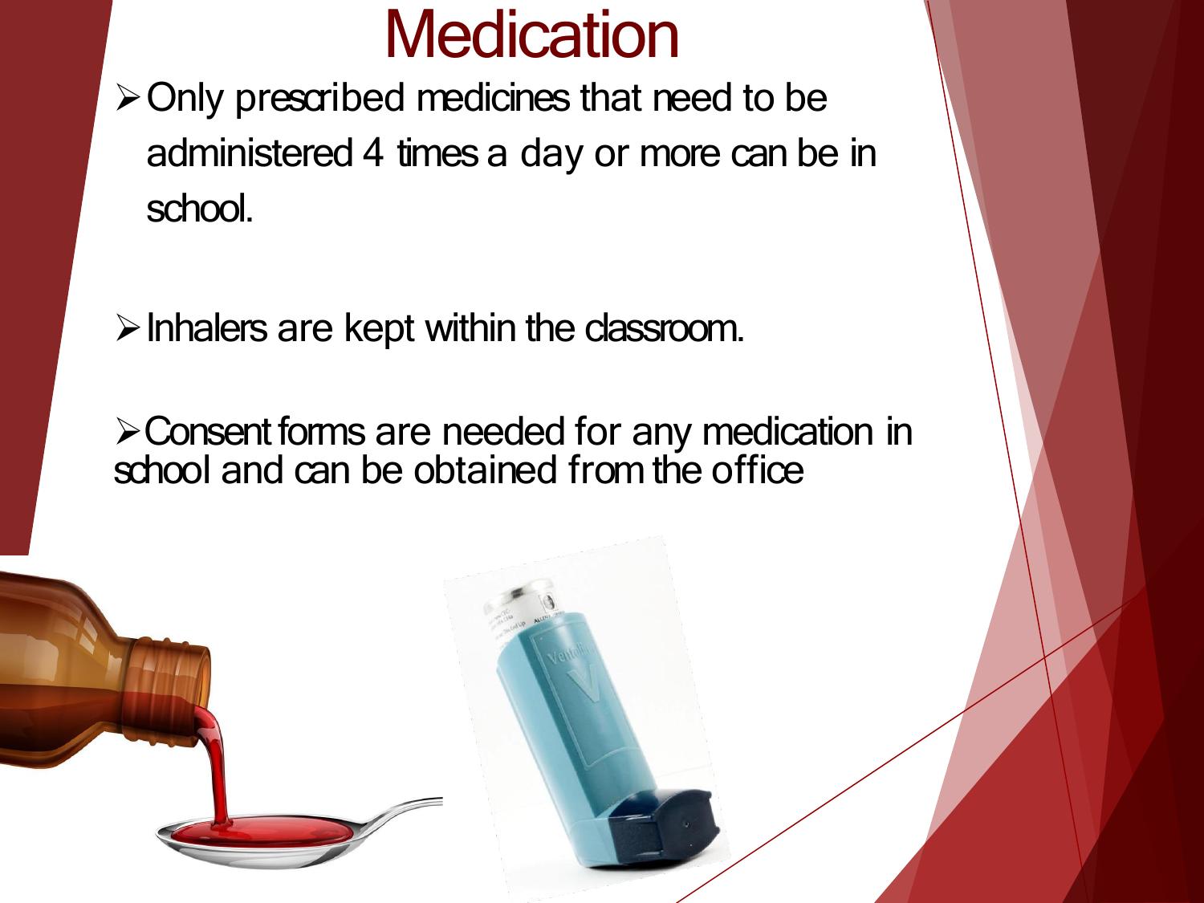# Medication

- Only prescribed medicines that need to be administered 4 times a day or more can be in school.

- Inhalers are kept within the classroom.

- Consent forms are needed for any medication in school and can be obtained from the office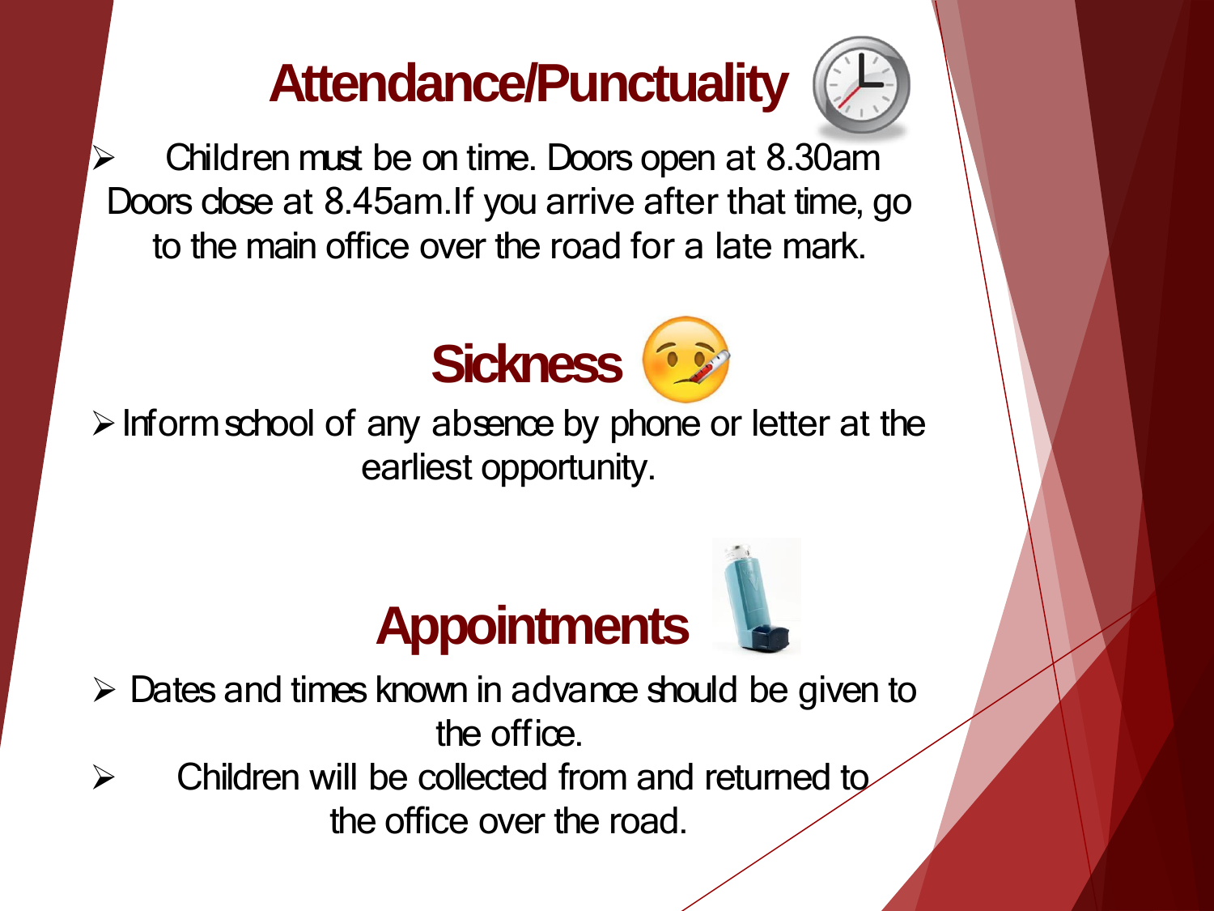## Attendance/Punctuality

- Children must be on time. Doors open at 8.30am Doors close at 8.45am.If you arrive after that time, go to the main office over the road for a late mark.

## Sickness

- Inform school of any absence by phone or letter at the earliest opportunity.

## Appointments

- Dates and times known in advance should be given to the office.
- Children will be collected from and returned to the office over the road.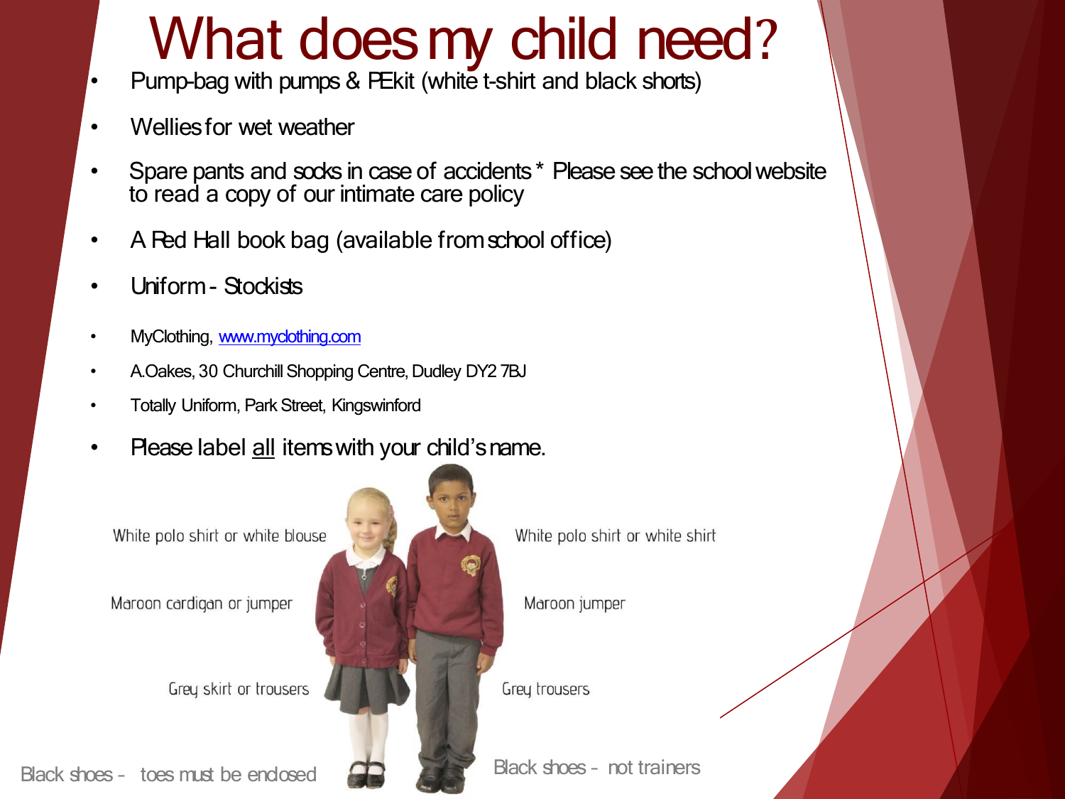# What does my child need?

- Pump-bag with pumps & PE kit (white t-shirt and black shorts)
- Wellies for wet weather
- Spare pants and socks in case of accidents * Please see the school website to read a copy of our intimate care policy
- A Red Hall book bag (available from school office)
- Uniform - Stockists
- MyClothing, [www.myclothing.com](http://www.myclothing.com)
- A.Oakes, 30 Churchill Shopping Centre, Dudley DY2 7BJ
- Totally Uniform, Park Street, Kingswinford
- Please label <u>all</u> items with your child's name.

White polo shirt or white blouse

Maroon cardigan or jumper

Grey skirt or trousers

Black shoes - toes must be enclosed

White polo shirt or white shirt

Maroon jumper

Grey trousers

Black shoes - not trainers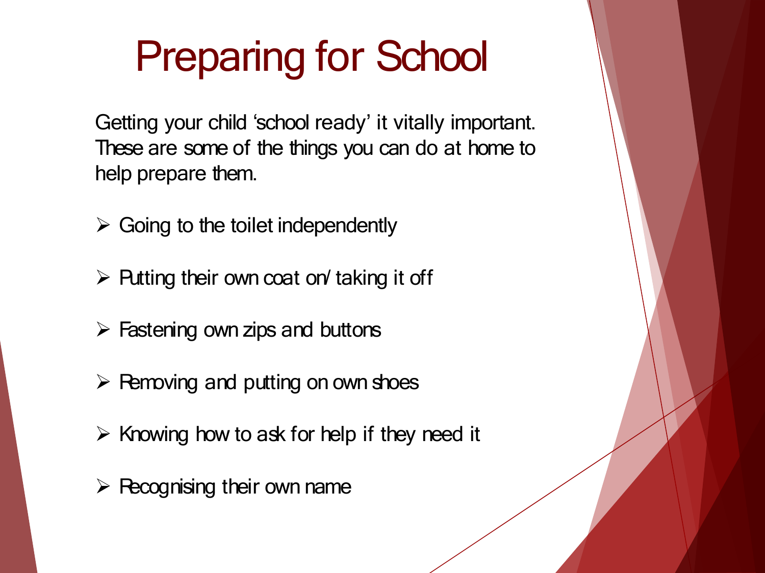# Preparing for School

Getting your child 'school ready' it vitally important. These are some of the things you can do at home to help prepare them.

- Going to the toilet independently
- Putting their own coat on/ taking it off
- Fastening own zips and buttons
- Removing and putting on own shoes
- Knowing how to ask for help if they need it
- Recognising their own name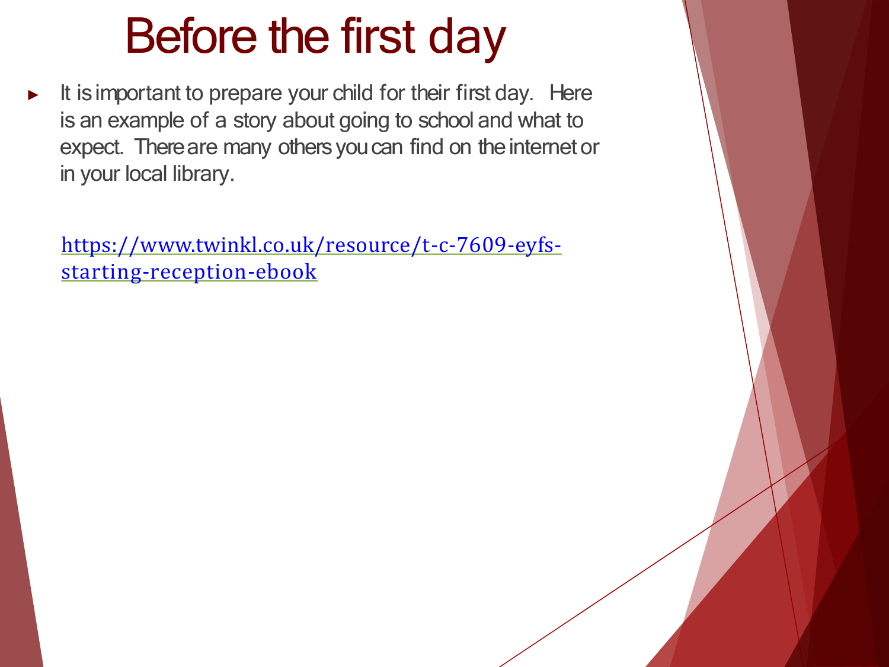# Before the first day

- It is important to prepare your child for their first day. Here is an example of a story about going to school and what to expect. There are many others you can find on the internet or in your local library.

  https://www.twinkl.co.uk/resource/t-c-7609-eyfs-starting-reception-ebook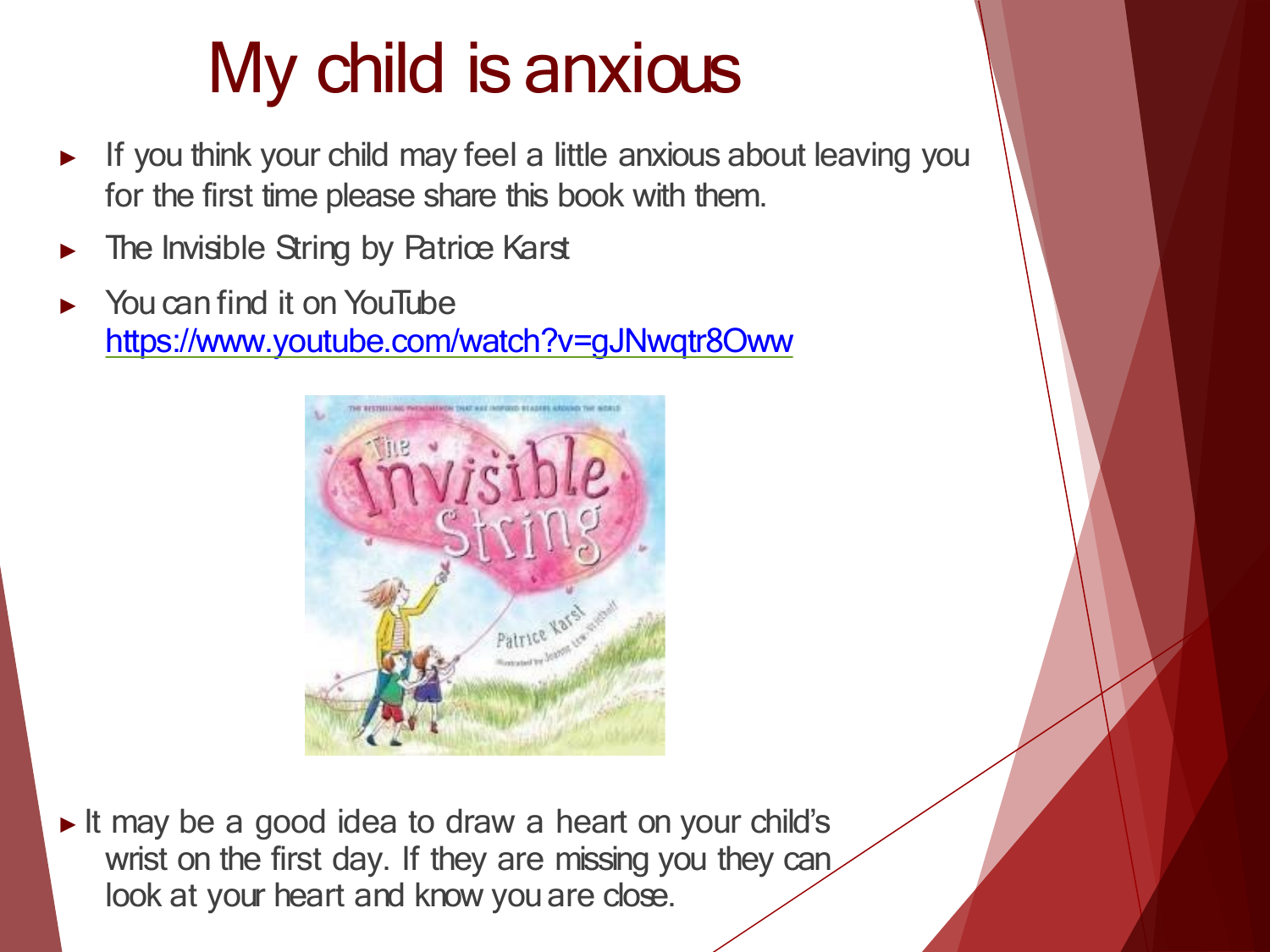# My child is anxious

- If you think your child may feel a little anxious about leaving you for the first time please share this book with them.
- The Invisible String by Patrice Karst
- You can find it on YouTube https://www.youtube.com/watch?v=gJNwqtr8Oww

- It may be a good idea to draw a heart on your child's wrist on the first day. If they are missing you they can look at your heart and know you are close.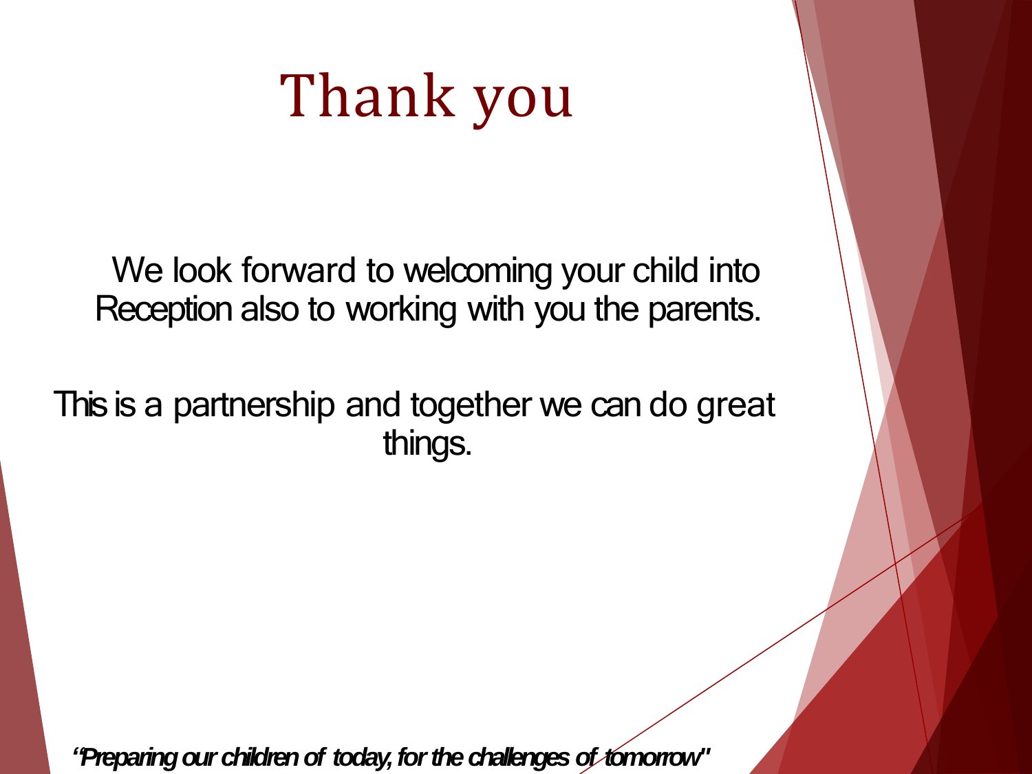# Thank you

We look forward to welcoming your child into Reception also to working with you the parents.

This is a partnership and together we can do great things.

***"Preparing our children of today, for the challenges of tomorrow"***